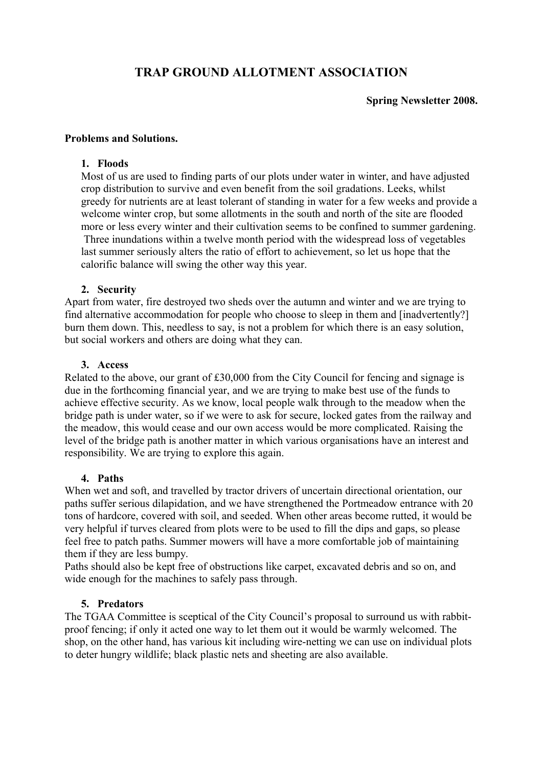# TRAP GROUND ALLOTMENT ASSOCIATION

**Spring Newsletter 2008.**

**Problems and Solutions.**

1. **Floods**

   Most of us are used to finding parts of our plots under water in winter, and have adjusted crop distribution to survive and even benefit from the soil gradations. Leeks, whilst greedy for nutrients are at least tolerant of standing in water for a few weeks and provide a welcome winter crop, but some allotments in the south and north of the site are flooded more or less every winter and their cultivation seems to be confined to summer gardening. Three inundations within a twelve month period with the widespread loss of vegetables last summer seriously alters the ratio of effort to achievement, so let us hope that the calorific balance will swing the other way this year.

2. **Security**

Apart from water, fire destroyed two sheds over the autumn and winter and we are trying to find alternative accommodation for people who choose to sleep in them and [inadvertently?] burn them down. This, needless to say, is not a problem for which there is an easy solution, but social workers and others are doing what they can.

3. **Access**

Related to the above, our grant of £30,000 from the City Council for fencing and signage is due in the forthcoming financial year, and we are trying to make best use of the funds to achieve effective security. As we know, local people walk through to the meadow when the bridge path is under water, so if we were to ask for secure, locked gates from the railway and the meadow, this would cease and our own access would be more complicated. Raising the level of the bridge path is another matter in which various organisations have an interest and responsibility. We are trying to explore this again.

4. **Paths**

When wet and soft, and travelled by tractor drivers of uncertain directional orientation, our paths suffer serious dilapidation, and we have strengthened the Portmeadow entrance with 20 tons of hardcore, covered with soil, and seeded. When other areas become rutted, it would be very helpful if turves cleared from plots were to be used to fill the dips and gaps, so please feel free to patch paths. Summer mowers will have a more comfortable job of maintaining them if they are less bumpy.

Paths should also be kept free of obstructions like carpet, excavated debris and so on, and wide enough for the machines to safely pass through.

5. **Predators**

The TGAA Committee is sceptical of the City Council's proposal to surround us with rabbit-proof fencing; if only it acted one way to let them out it would be warmly welcomed. The shop, on the other hand, has various kit including wire-netting we can use on individual plots to deter hungry wildlife; black plastic nets and sheeting are also available.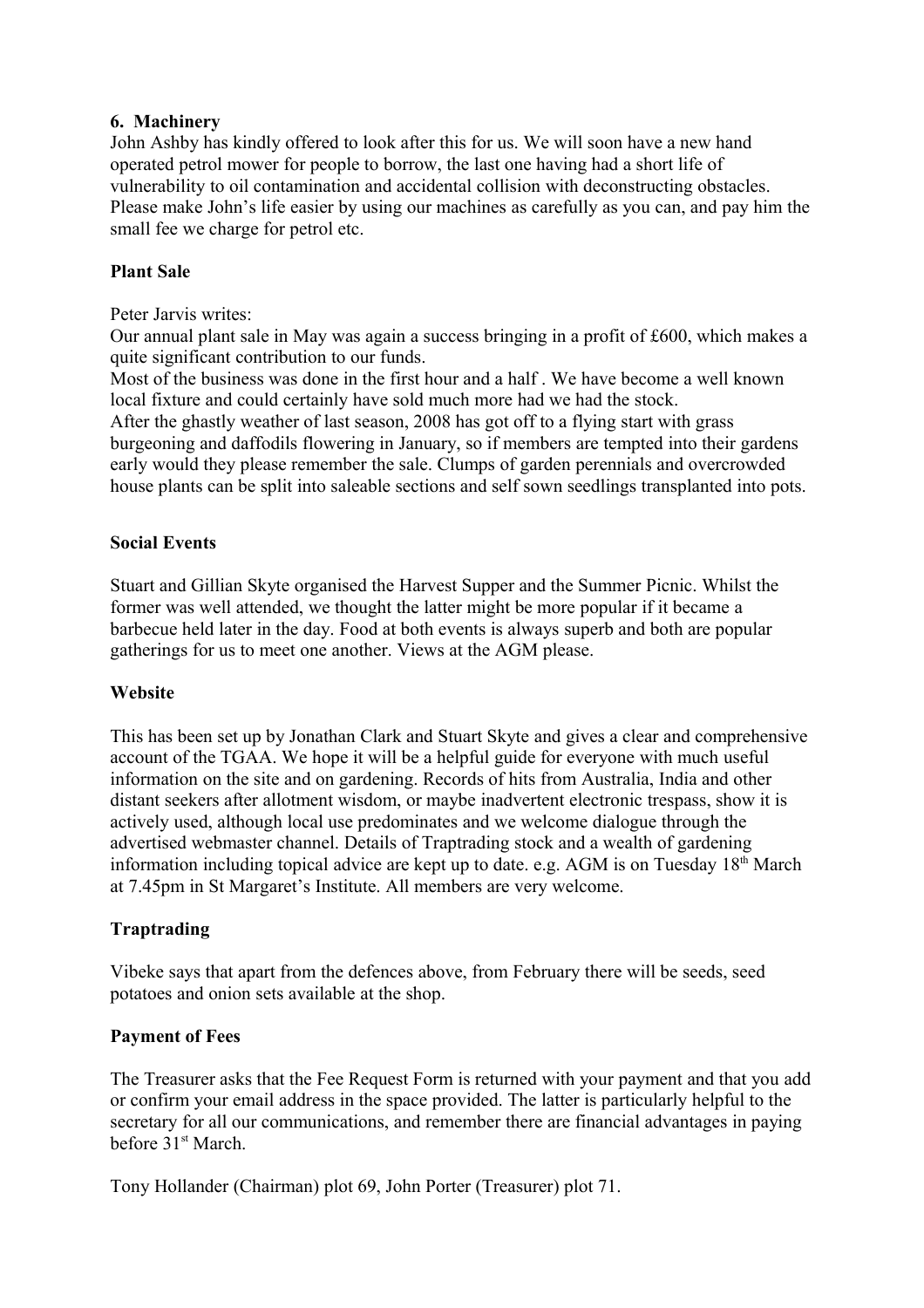**6. Machinery**

John Ashby has kindly offered to look after this for us. We will soon have a new hand operated petrol mower for people to borrow, the last one having had a short life of vulnerability to oil contamination and accidental collision with deconstructing obstacles. Please make John's life easier by using our machines as carefully as you can, and pay him the small fee we charge for petrol etc.

**Plant Sale**

Peter Jarvis writes:

Our annual plant sale in May was again a success bringing in a profit of £600, which makes a quite significant contribution to our funds.

Most of the business was done in the first hour and a half . We have become a well known local fixture and could certainly have sold much more had we had the stock.

After the ghastly weather of last season, 2008 has got off to a flying start with grass burgeoning and daffodils flowering in January, so if members are tempted into their gardens early would they please remember the sale. Clumps of garden perennials and overcrowded house plants can be split into saleable sections and self sown seedlings transplanted into pots.

**Social Events**

Stuart and Gillian Skyte organised the Harvest Supper and the Summer Picnic. Whilst the former was well attended, we thought the latter might be more popular if it became a barbecue held later in the day. Food at both events is always superb and both are popular gatherings for us to meet one another. Views at the AGM please.

**Website**

This has been set up by Jonathan Clark and Stuart Skyte and gives a clear and comprehensive account of the TGAA. We hope it will be a helpful guide for everyone with much useful information on the site and on gardening. Records of hits from Australia, India and other distant seekers after allotment wisdom, or maybe inadvertent electronic trespass, show it is actively used, although local use predominates and we welcome dialogue through the advertised webmaster channel. Details of Traptrading stock and a wealth of gardening information including topical advice are kept up to date. e.g. AGM is on Tuesday 18th March at 7.45pm in St Margaret's Institute. All members are very welcome.

**Traptrading**

Vibeke says that apart from the defences above, from February there will be seeds, seed potatoes and onion sets available at the shop.

**Payment of Fees**

The Treasurer asks that the Fee Request Form is returned with your payment and that you add or confirm your email address in the space provided. The latter is particularly helpful to the secretary for all our communications, and remember there are financial advantages in paying before 31st March.

Tony Hollander (Chairman) plot 69, John Porter (Treasurer) plot 71.